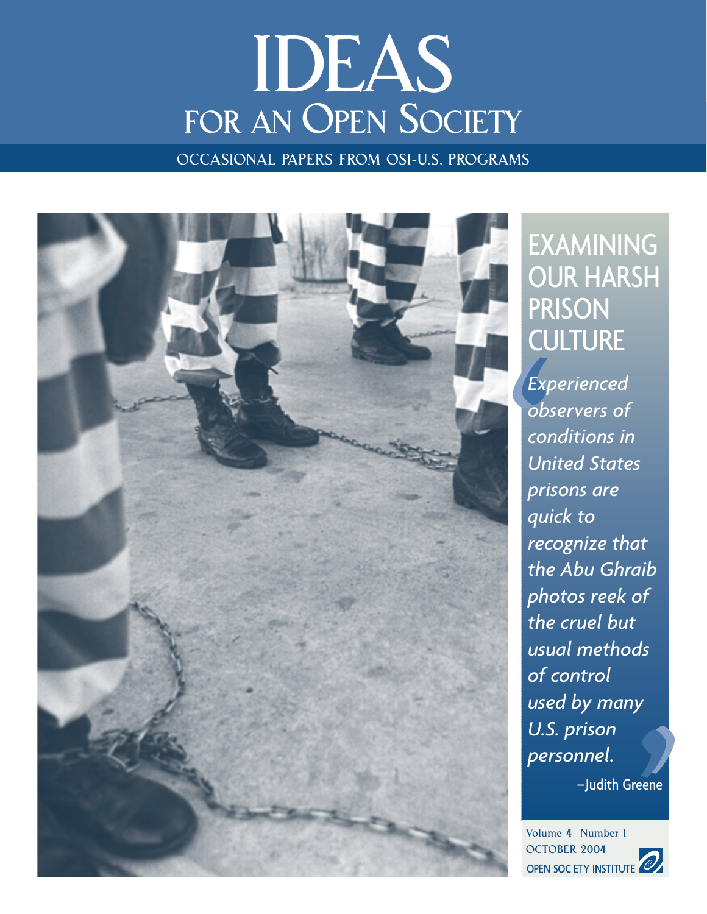# IDEAS FOR AN OPEN SOCIETY

OCCASIONAL PAPERS FROM OSI-U.S. PROGRAMS

## EXAMINING OUR HARSH PRISON CULTURE

*"Experienced observers of conditions in United States prisons are quick to recognize that the Abu Ghraib photos reek of the cruel but usual methods of control used by many U.S. prison personnel."*

—Judith Greene

Volume 4 Number 1
OCTOBER 2004
OPEN SOCIETY INSTITUTE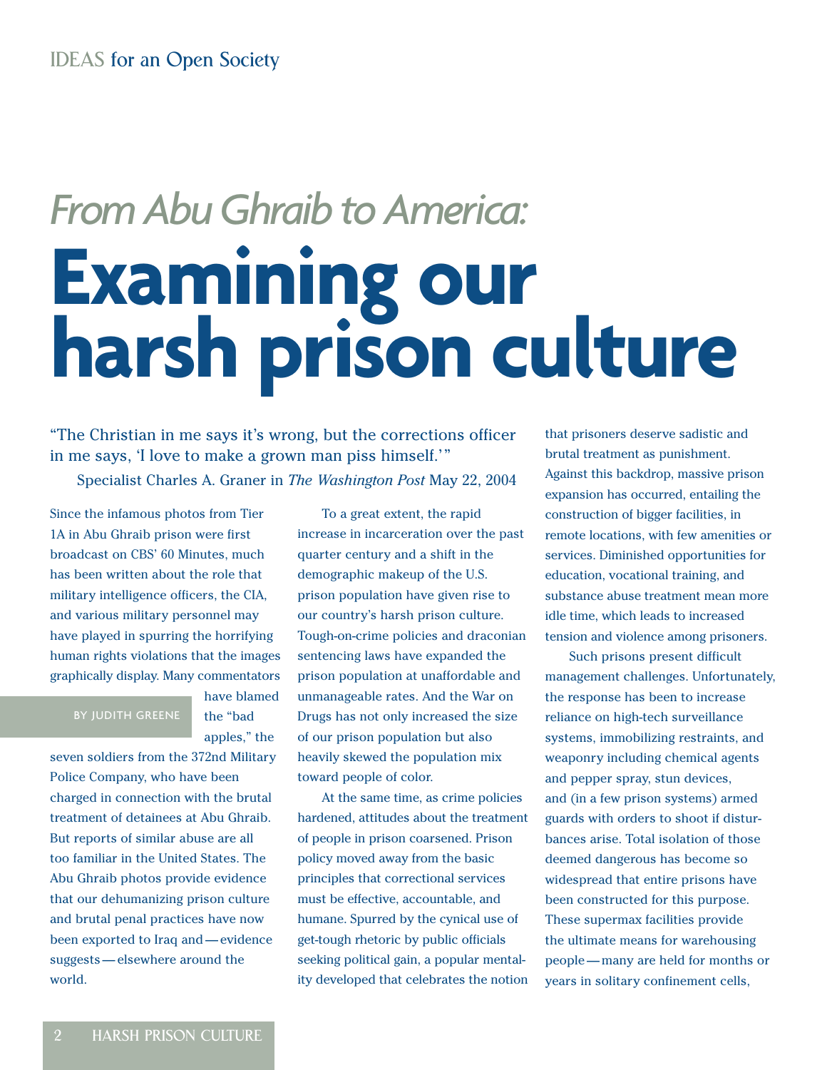*From Abu Ghraib to America:*

# Examining our harsh prison culture

"The Christian in me says it's wrong, but the corrections officer in me says, 'I love to make a grown man piss himself.'"

Specialist Charles A. Graner in *The Washington Post* May 22, 2004

BY JUDITH GREENE

Since the infamous photos from Tier 1A in Abu Ghraib prison were first broadcast on CBS' 60 Minutes, much has been written about the role that military intelligence officers, the CIA, and various military personnel may have played in spurring the horrifying human rights violations that the images graphically display. Many commentators have blamed the "bad apples," the seven soldiers from the 372nd Military Police Company, who have been charged in connection with the brutal treatment of detainees at Abu Ghraib. But reports of similar abuse are all too familiar in the United States. The Abu Ghraib photos provide evidence that our dehumanizing prison culture and brutal penal practices have now been exported to Iraq and — evidence suggests — elsewhere around the world.

To a great extent, the rapid increase in incarceration over the past quarter century and a shift in the demographic makeup of the U.S. prison population have given rise to our country's harsh prison culture. Tough-on-crime policies and draconian sentencing laws have expanded the prison population at unaffordable and unmanageable rates. And the War on Drugs has not only increased the size of our prison population but also heavily skewed the population mix toward people of color.

At the same time, as crime policies hardened, attitudes about the treatment of people in prison coarsened. Prison policy moved away from the basic principles that correctional services must be effective, accountable, and humane. Spurred by the cynical use of get-tough rhetoric by public officials seeking political gain, a popular mentality developed that celebrates the notion that prisoners deserve sadistic and brutal treatment as punishment. Against this backdrop, massive prison expansion has occurred, entailing the construction of bigger facilities, in remote locations, with few amenities or services. Diminished opportunities for education, vocational training, and substance abuse treatment mean more idle time, which leads to increased tension and violence among prisoners.

Such prisons present difficult management challenges. Unfortunately, the response has been to increase reliance on high-tech surveillance systems, immobilizing restraints, and weaponry including chemical agents and pepper spray, stun devices, and (in a few prison systems) armed guards with orders to shoot if disturbances arise. Total isolation of those deemed dangerous has become so widespread that entire prisons have been constructed for this purpose. These supermax facilities provide the ultimate means for warehousing people — many are held for months or years in solitary confinement cells,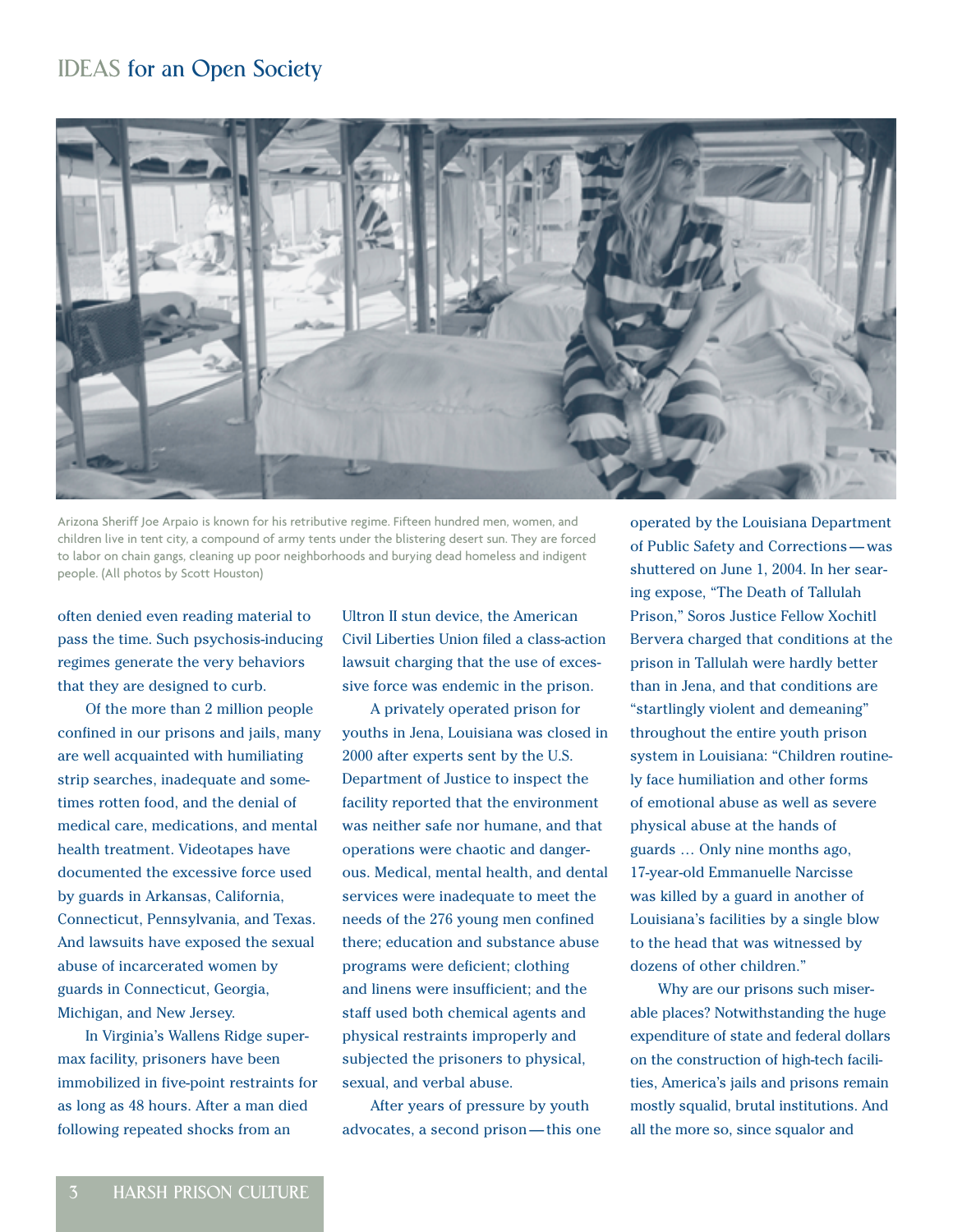Arizona Sheriff Joe Arpaio is known for his retributive regime. Fifteen hundred men, women, and children live in tent city, a compound of army tents under the blistering desert sun. They are forced to labor on chain gangs, cleaning up poor neighborhoods and burying dead homeless and indigent people. (All photos by Scott Houston)

often denied even reading material to pass the time. Such psychosis-inducing regimes generate the very behaviors that they are designed to curb.

Of the more than 2 million people confined in our prisons and jails, many are well acquainted with humiliating strip searches, inadequate and sometimes rotten food, and the denial of medical care, medications, and mental health treatment. Videotapes have documented the excessive force used by guards in Arkansas, California, Connecticut, Pennsylvania, and Texas. And lawsuits have exposed the sexual abuse of incarcerated women by guards in Connecticut, Georgia, Michigan, and New Jersey.

In Virginia's Wallens Ridge supermax facility, prisoners have been immobilized in five-point restraints for as long as 48 hours. After a man died following repeated shocks from an Ultron II stun device, the American Civil Liberties Union filed a class-action lawsuit charging that the use of excessive force was endemic in the prison.

A privately operated prison for youths in Jena, Louisiana was closed in 2000 after experts sent by the U.S. Department of Justice to inspect the facility reported that the environment was neither safe nor humane, and that operations were chaotic and dangerous. Medical, mental health, and dental services were inadequate to meet the needs of the 276 young men confined there; education and substance abuse programs were deficient; clothing and linens were insufficient; and the staff used both chemical agents and physical restraints improperly and subjected the prisoners to physical, sexual, and verbal abuse.

After years of pressure by youth advocates, a second prison — this one operated by the Louisiana Department of Public Safety and Corrections — was shuttered on June 1, 2004. In her searing expose, "The Death of Tallulah Prison," Soros Justice Fellow Xochitl Bervera charged that conditions at the prison in Tallulah were hardly better than in Jena, and that conditions are "startlingly violent and demeaning" throughout the entire youth prison system in Louisiana: "Children routinely face humiliation and other forms of emotional abuse as well as severe physical abuse at the hands of guards … Only nine months ago, 17-year-old Emmanuelle Narcisse was killed by a guard in another of Louisiana's facilities by a single blow to the head that was witnessed by dozens of other children."

Why are our prisons such miserable places? Notwithstanding the huge expenditure of state and federal dollars on the construction of high-tech facilities, America's jails and prisons remain mostly squalid, brutal institutions. And all the more so, since squalor and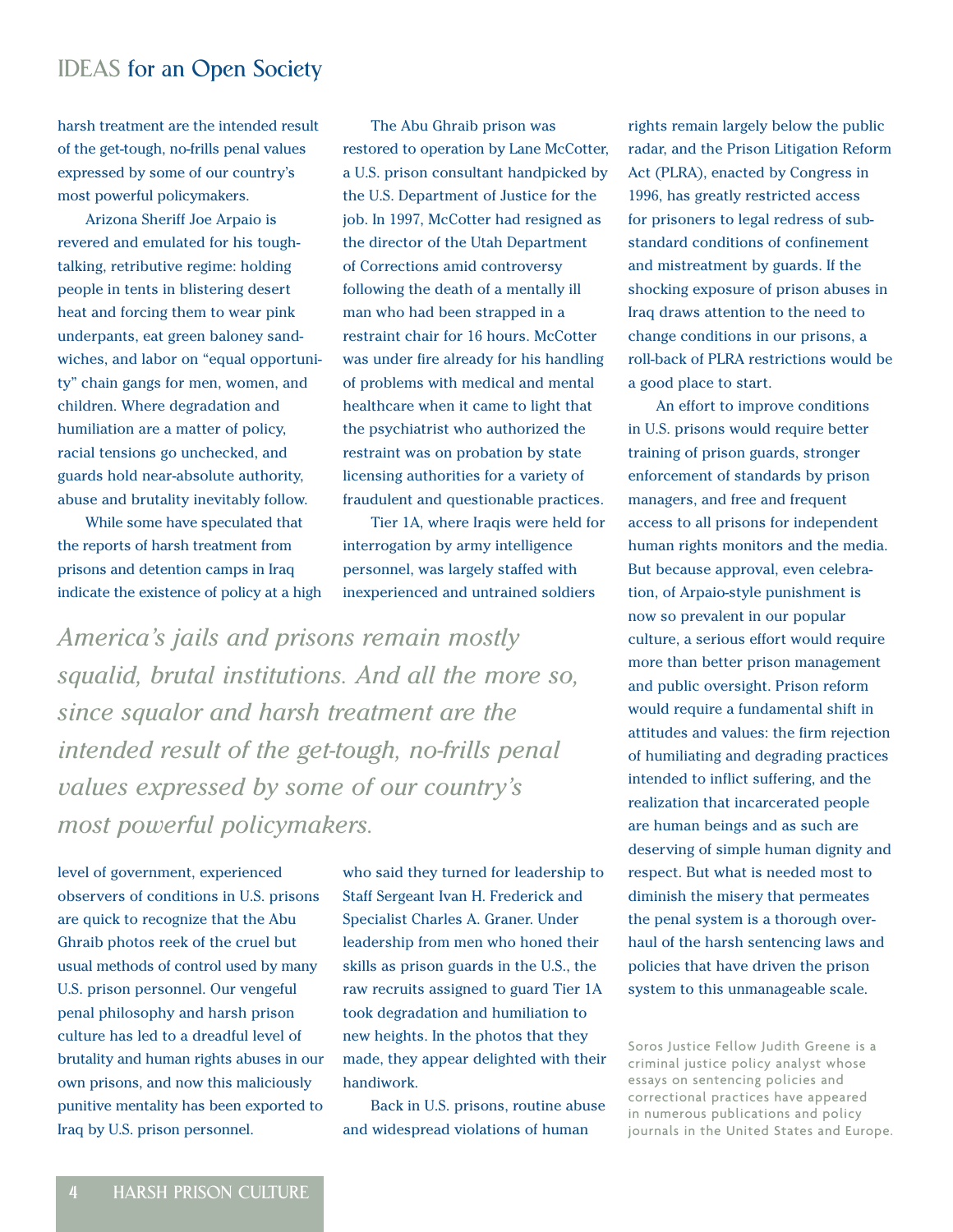harsh treatment are the intended result of the get-tough, no-frills penal values expressed by some of our country's most powerful policymakers.

Arizona Sheriff Joe Arpaio is revered and emulated for his tough-talking, retributive regime: holding people in tents in blistering desert heat and forcing them to wear pink underpants, eat green baloney sandwiches, and labor on "equal opportunity" chain gangs for men, women, and children. Where degradation and humiliation are a matter of policy, racial tensions go unchecked, and guards hold near-absolute authority, abuse and brutality inevitably follow.

While some have speculated that the reports of harsh treatment from prisons and detention camps in Iraq indicate the existence of policy at a high level of government, experienced observers of conditions in U.S. prisons are quick to recognize that the Abu Ghraib photos reek of the cruel but usual methods of control used by many U.S. prison personnel. Our vengeful penal philosophy and harsh prison culture has led to a dreadful level of brutality and human rights abuses in our own prisons, and now this maliciously punitive mentality has been exported to Iraq by U.S. prison personnel.

The Abu Ghraib prison was restored to operation by Lane McCotter, a U.S. prison consultant handpicked by the U.S. Department of Justice for the job. In 1997, McCotter had resigned as the director of the Utah Department of Corrections amid controversy following the death of a mentally ill man who had been strapped in a restraint chair for 16 hours. McCotter was under fire already for his handling of problems with medical and mental healthcare when it came to light that the psychiatrist who authorized the restraint was on probation by state licensing authorities for a variety of fraudulent and questionable practices.

Tier 1A, where Iraqis were held for interrogation by army intelligence personnel, was largely staffed with inexperienced and untrained soldiers who said they turned for leadership to Staff Sergeant Ivan H. Frederick and Specialist Charles A. Graner. Under leadership from men who honed their skills as prison guards in the U.S., the raw recruits assigned to guard Tier 1A took degradation and humiliation to new heights. In the photos that they made, they appear delighted with their handiwork.

Back in U.S. prisons, routine abuse and widespread violations of human rights remain largely below the public radar, and the Prison Litigation Reform Act (PLRA), enacted by Congress in 1996, has greatly restricted access for prisoners to legal redress of substandard conditions of confinement and mistreatment by guards. If the shocking exposure of prison abuses in Iraq draws attention to the need to change conditions in our prisons, a roll-back of PLRA restrictions would be a good place to start.

An effort to improve conditions in U.S. prisons would require better training of prison guards, stronger enforcement of standards by prison managers, and free and frequent access to all prisons for independent human rights monitors and the media. But because approval, even celebration, of Arpaio-style punishment is now so prevalent in our popular culture, a serious effort would require more than better prison management and public oversight. Prison reform would require a fundamental shift in attitudes and values: the firm rejection of humiliating and degrading practices intended to inflict suffering, and the realization that incarcerated people are human beings and as such are deserving of simple human dignity and respect. But what is needed most to diminish the misery that permeates the penal system is a thorough overhaul of the harsh sentencing laws and policies that have driven the prison system to this unmanageable scale.

*America's jails and prisons remain mostly squalid, brutal institutions. And all the more so, since squalor and harsh treatment are the intended result of the get-tough, no-frills penal values expressed by some of our country's most powerful policymakers.*

Soros Justice Fellow Judith Greene is a criminal justice policy analyst whose essays on sentencing policies and correctional practices have appeared in numerous publications and policy journals in the United States and Europe.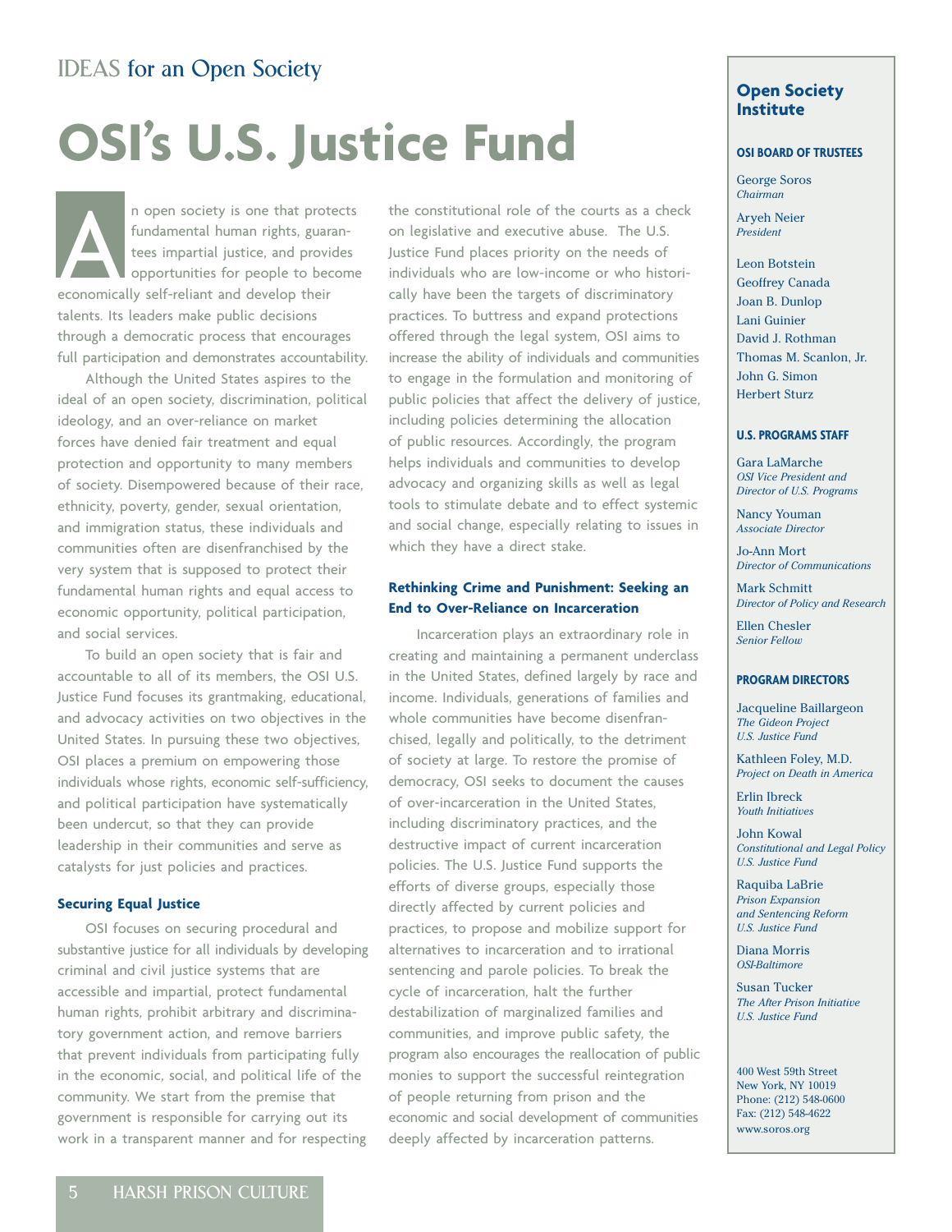IDEAS for an Open Society

# OSI's U.S. Justice Fund

An open society is one that protects fundamental human rights, guarantees impartial justice, and provides opportunities for people to become economically self-reliant and develop their talents. Its leaders make public decisions through a democratic process that encourages full participation and demonstrates accountability.

Although the United States aspires to the ideal of an open society, discrimination, political ideology, and an over-reliance on market forces have denied fair treatment and equal protection and opportunity to many members of society. Disempowered because of their race, ethnicity, poverty, gender, sexual orientation, and immigration status, these individuals and communities often are disenfranchised by the very system that is supposed to protect their fundamental human rights and equal access to economic opportunity, political participation, and social services.

To build an open society that is fair and accountable to all of its members, the OSI U.S. Justice Fund focuses its grantmaking, educational, and advocacy activities on two objectives in the United States. In pursuing these two objectives, OSI places a premium on empowering those individuals whose rights, economic self-sufficiency, and political participation have systematically been undercut, so that they can provide leadership in their communities and serve as catalysts for just policies and practices.

### Securing Equal Justice

OSI focuses on securing procedural and substantive justice for all individuals by developing criminal and civil justice systems that are accessible and impartial, protect fundamental human rights, prohibit arbitrary and discriminatory government action, and remove barriers that prevent individuals from participating fully in the economic, social, and political life of the community. We start from the premise that government is responsible for carrying out its work in a transparent manner and for respecting the constitutional role of the courts as a check on legislative and executive abuse. The U.S. Justice Fund places priority on the needs of individuals who are low-income or who historically have been the targets of discriminatory practices. To buttress and expand protections offered through the legal system, OSI aims to increase the ability of individuals and communities to engage in the formulation and monitoring of public policies that affect the delivery of justice, including policies determining the allocation of public resources. Accordingly, the program helps individuals and communities to develop advocacy and organizing skills as well as legal tools to stimulate debate and to effect systemic and social change, especially relating to issues in which they have a direct stake.

### Rethinking Crime and Punishment: Seeking an End to Over-Reliance on Incarceration

Incarceration plays an extraordinary role in creating and maintaining a permanent underclass in the United States, defined largely by race and income. Individuals, generations of families and whole communities have become disenfranchised, legally and politically, to the detriment of society at large. To restore the promise of democracy, OSI seeks to document the causes of over-incarceration in the United States, including discriminatory practices, and the destructive impact of current incarceration policies. The U.S. Justice Fund supports the efforts of diverse groups, especially those directly affected by current policies and practices, to propose and mobilize support for alternatives to incarceration and to irrational sentencing and parole policies. To break the cycle of incarceration, halt the further destabilization of marginalized families and communities, and improve public safety, the program also encourages the reallocation of public monies to support the successful reintegration of people returning from prison and the economic and social development of communities deeply affected by incarceration patterns.

---

## Open Society Institute

**OSI BOARD OF TRUSTEES**

George Soros
*Chairman*

Aryeh Neier
*President*

Leon Botstein
Geoffrey Canada
Joan B. Dunlop
Lani Guinier
David J. Rothman
Thomas M. Scanlon, Jr.
John G. Simon
Herbert Sturz

**U.S. PROGRAMS STAFF**

Gara LaMarche
*OSI Vice President and Director of U.S. Programs*

Nancy Youman
*Associate Director*

Jo-Ann Mort
*Director of Communications*

Mark Schmitt
*Director of Policy and Research*

Ellen Chesler
*Senior Fellow*

**PROGRAM DIRECTORS**

Jacqueline Baillargeon
*The Gideon Project*
*U.S. Justice Fund*

Kathleen Foley, M.D.
*Project on Death in America*

Erlin Ibreck
*Youth Initiatives*

John Kowal
*Constitutional and Legal Policy*
*U.S. Justice Fund*

Raquiba LaBrie
*Prison Expansion and Sentencing Reform*
*U.S. Justice Fund*

Diana Morris
*OSI-Baltimore*

Susan Tucker
*The After Prison Initiative*
*U.S. Justice Fund*

400 West 59th Street
New York, NY 10019
Phone: (212) 548-0600
Fax: (212) 548-4622
www.soros.org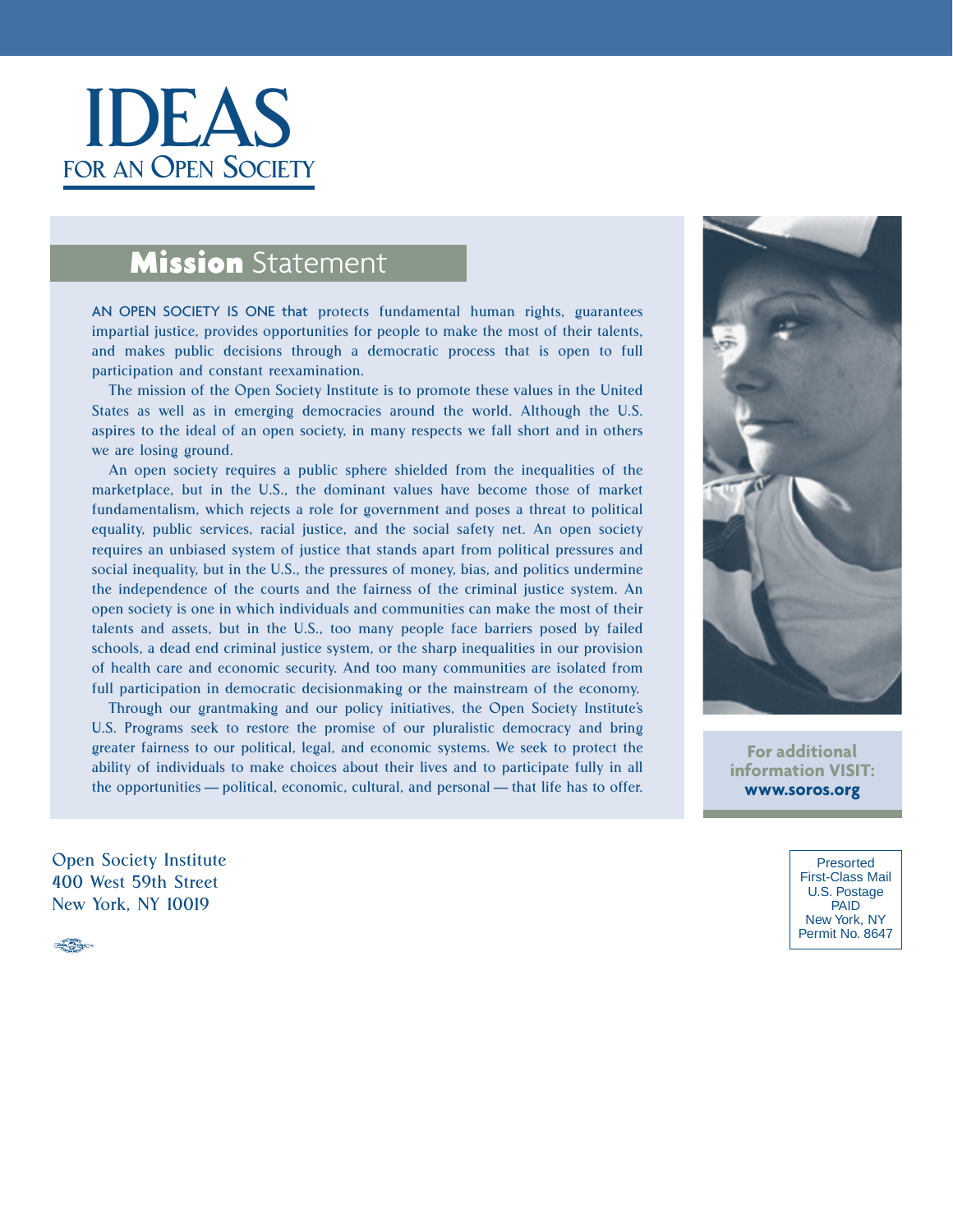# IDEAS FOR AN OPEN SOCIETY

## **Mission** Statement

AN OPEN SOCIETY IS ONE that protects fundamental human rights, guarantees impartial justice, provides opportunities for people to make the most of their talents, and makes public decisions through a democratic process that is open to full participation and constant reexamination.

The mission of the Open Society Institute is to promote these values in the United States as well as in emerging democracies around the world. Although the U.S. aspires to the ideal of an open society, in many respects we fall short and in others we are losing ground.

An open society requires a public sphere shielded from the inequalities of the marketplace, but in the U.S., the dominant values have become those of market fundamentalism, which rejects a role for government and poses a threat to political equality, public services, racial justice, and the social safety net. An open society requires an unbiased system of justice that stands apart from political pressures and social inequality, but in the U.S., the pressures of money, bias, and politics undermine the independence of the courts and the fairness of the criminal justice system. An open society is one in which individuals and communities can make the most of their talents and assets, but in the U.S., too many people face barriers posed by failed schools, a dead end criminal justice system, or the sharp inequalities in our provision of health care and economic security. And too many communities are isolated from full participation in democratic decisionmaking or the mainstream of the economy.

Through our grantmaking and our policy initiatives, the Open Society Institute's U.S. Programs seek to restore the promise of our pluralistic democracy and bring greater fairness to our political, legal, and economic systems. We seek to protect the ability of individuals to make choices about their lives and to participate fully in all the opportunities — political, economic, cultural, and personal — that life has to offer.

**For additional information VISIT: www.soros.org**

Open Society Institute
400 West 59th Street
New York, NY 10019

Presorted
First-Class Mail
U.S. Postage
PAID
New York, NY
Permit No. 8647